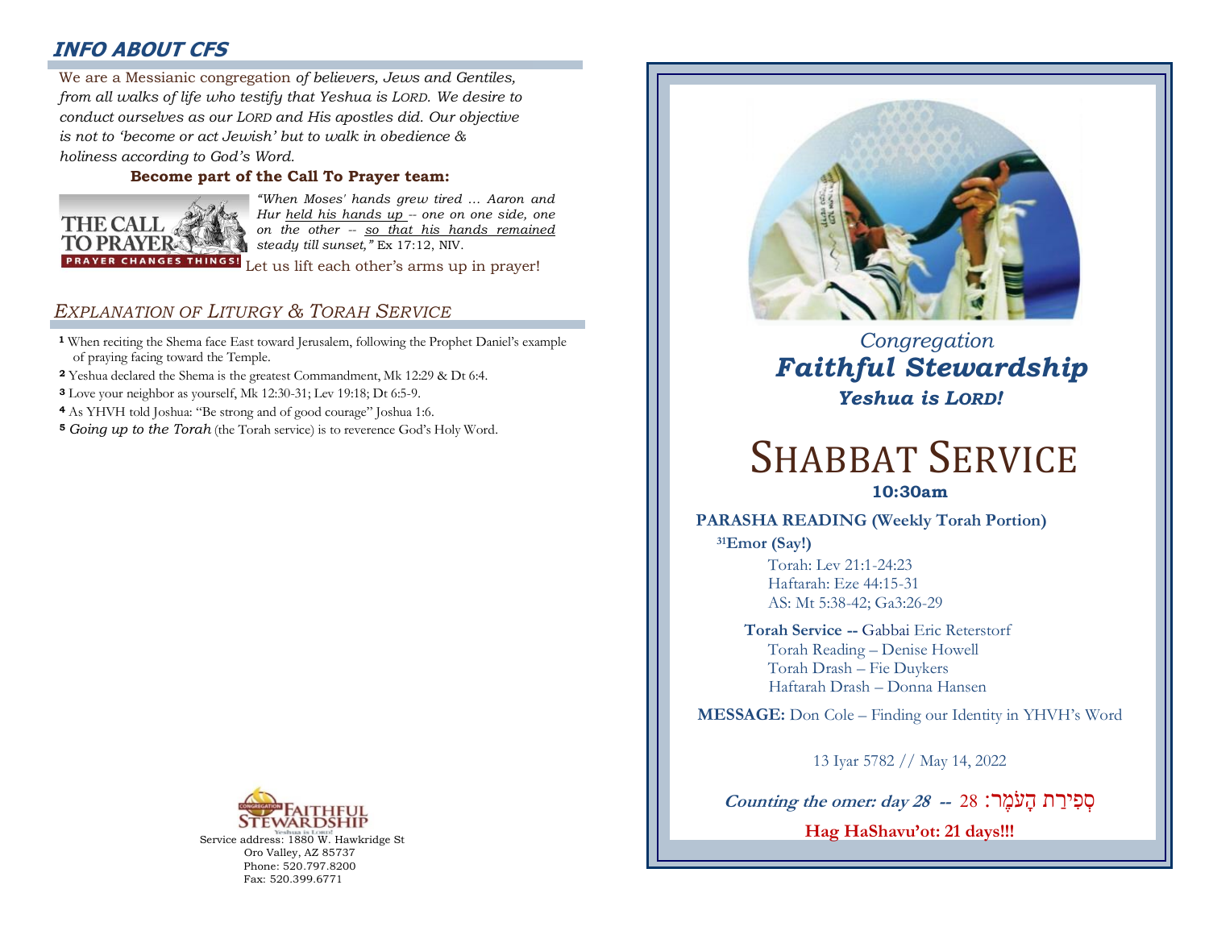## INFO ABOUT CFS

We are a Messianic congregation *of believers, Jews and Gentiles, from all walks of life who testify that Yeshua is LORD. We desire to conduct ourselves as our LORD and His apostles did. Our objective is not to 'become or act Jewish' but to walk in obedience & holiness according to God's Word.*

**Become part of the Call To Prayer team:**

THE CALL TO PRAYER — PRAYER CHANGES THINGS!

*"When Moses' hands grew tired … Aaron and Hur held his hands up -- one on one side, one on the other -- so that his hands remained steady till sunset,"* Ex 17:12, NIV.

Let us lift each other's arms up in prayer!

## *EXPLANATION OF LITURGY & TORAH SERVICE*

[1] When reciting the Shema face East toward Jerusalem, following the Prophet Daniel's example of praying facing toward the Temple.

[2] Yeshua declared the Shema is the greatest Commandment, Mk 12:29 & Dt 6:4.

[3] Love your neighbor as yourself, Mk 12:30-31; Lev 19:18; Dt 6:5-9.

[4] As YHVH told Joshua: "Be strong and of good courage" Joshua 1:6.

[5] *Going up to the Torah* (the Torah service) is to reverence God's Holy Word.

CONGREGATION FAITHFUL STEWARDSHIP
Yeshua is Lord!

Service address: 1880 W. Hawkridge St
Oro Valley, AZ 85737
Phone: 520.797.8200
Fax: 520.399.6771

*Congregation*
***Faithful Stewardship***
***Yeshua is LORD!***

# SHABBAT SERVICE

**10:30am**

**PARASHA READING (Weekly Torah Portion)**

**[31]Emor (Say!)**

Torah: Lev 21:1-24:23
Haftarah: Eze 44:15-31
AS: Mt 5:38-42; Ga3:26-29

**Torah Service --** Gabbai Eric Reterstorf
Torah Reading – Denise Howell
Torah Drash – Fie Duykers
Haftarah Drash – Donna Hansen

**MESSAGE:** Don Cole – Finding our Identity in YHVH's Word

13 Iyar 5782 // May 14, 2022

***Counting the omer: day 28*** **--** 28 :סְפִירַת הָעֹמֶר

**Hag HaShavu'ot: 21 days!!!**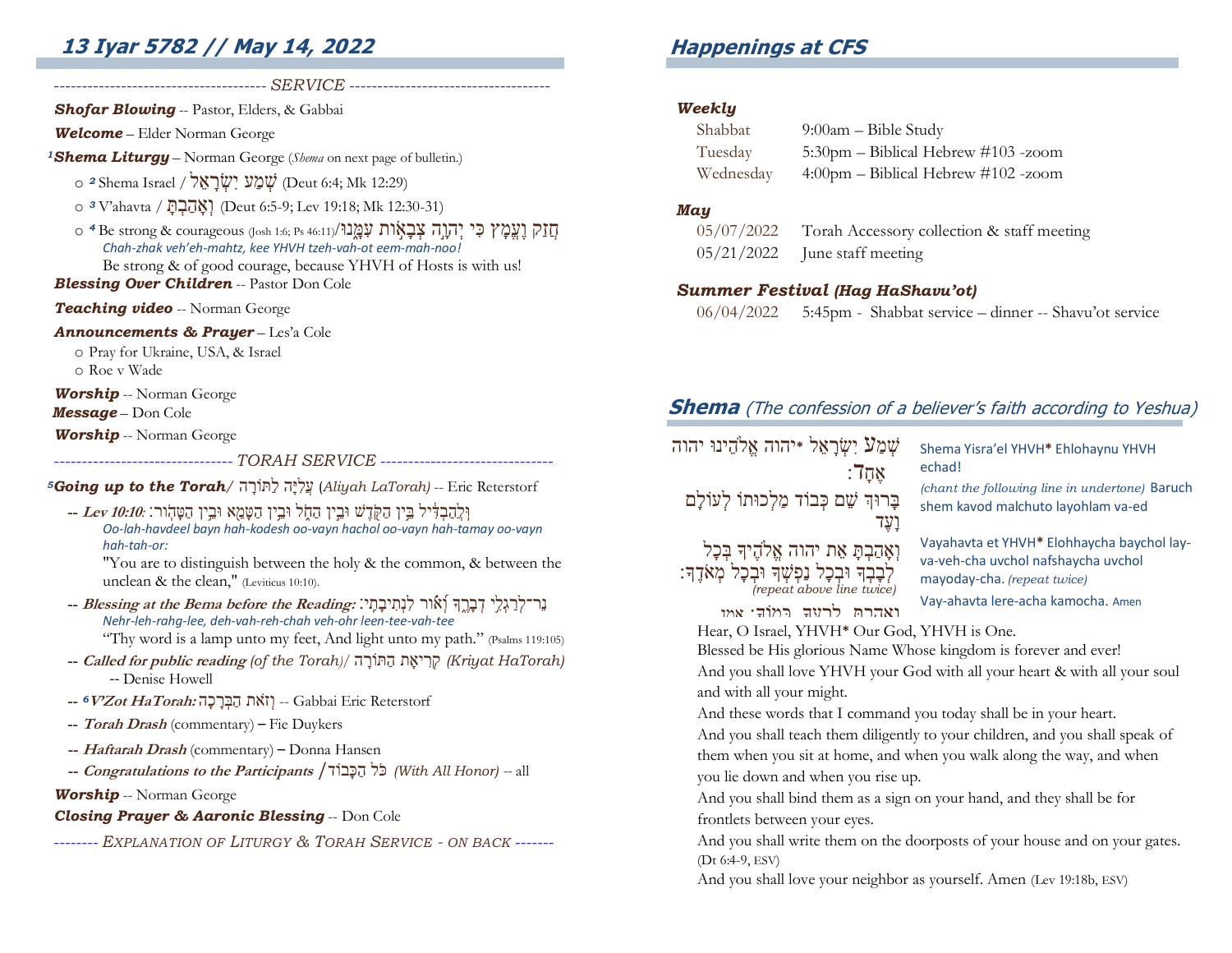## *13 Iyar 5782 // May 14, 2022*

-------------------------------------- *SERVICE* ------------------------------------

***Shofar Blowing*** -- Pastor, Elders, & Gabbai

***Welcome*** – Elder Norman George

[1]***Shema Liturgy*** – Norman George (*Shema* on next page of bulletin.)

- [2] Shema Israel / שְׁמַע יִשְׂרָאֵל (Deut 6:4; Mk 12:29)
- [3] V'ahavta / וְאָהַבְתָּ (Deut 6:5-9; Lev 19:18; Mk 12:30-31)
- [4] Be strong & courageous (Josh 1:6; Ps 46:11)/חֲזַק וֶאֱמָץ כִּי יְהוָה צְבָאוֹת עִמָּנוּ
  *Chah-zhak veh'eh-mahtz, kee YHVH tzeh-vah-ot eem-mah-noo!*
  Be strong & of good courage, because YHVH of Hosts is with us!

***Blessing Over Children*** -- Pastor Don Cole

***Teaching video*** -- Norman George

***Announcements & Prayer*** – Les'a Cole

- Pray for Ukraine, USA, & Israel
- Roe v Wade

***Worship*** -- Norman George

***Message*** – Don Cole

***Worship*** -- Norman George

-------------------------------- *TORAH SERVICE* --------------------------------

[5]***Going up to the Torah***/ עֲלִיָּה לַתּוֹרָה (*Aliyah LaTorah*) -- Eric Reterstorf

- -- ***Lev 10:10:*** וּלֲהַבְדִּיל בֵּין הַקֹּדֶשׁ וּבֵין הַחֹל וּבֵין הַטָּמֵא וּבֵין הַטָּהוֹר
  *Oo-lah-havdeel bayn hah-kodesh oo-vayn hachol oo-vayn hah-tamay oo-vayn hah-tah-or:*
  "You are to distinguish between the holy & the common, & between the unclean & the clean," (Leviticus 10:10).
- -- ***Blessing at the Bema before the Reading:*** נֵר־לְרַגְלִי דְבָרֶךָ וְאוֹר לִנְתִיבָתִי׃
  *Nehr-leh-rahg-lee, deh-vah-reh-chah veh-ohr leen-tee-vah-tee*
  "Thy word is a lamp unto my feet, And light unto my path." (Psalms 119:105)
- -- ***Called for public reading*** *(of the Torah)*/ קְרִיאַת הַתּוֹרָה ***(Kriyat HaTorah)***
  -- Denise Howell
- -- [6]***V'Zot HaTorah:*** וְזֹאת הַבְּרָכָה -- Gabbai Eric Reterstorf
- -- ***Torah Drash*** (commentary) – Fie Duykers
- -- ***Haftarah Drash*** (commentary) – Donna Hansen
- -- ***Congratulations to the Participants*** / כֹּל הַכָּבוֹד ***(With All Honor)*** -- all

***Worship*** -- Norman George

***Closing Prayer & Aaronic Blessing*** -- Don Cole

-------- *EXPLANATION OF LITURGY & TORAH SERVICE - ON BACK* -------

## *Happenings at CFS*

### *Weekly*

| | |
|---|---|
| Shabbat | 9:00am – Bible Study |
| Tuesday | 5:30pm – Biblical Hebrew #103 -zoom |
| Wednesday | 4:00pm – Biblical Hebrew #102 -zoom |

### *May*

| | |
|---|---|
| 05/07/2022 | Torah Accessory collection & staff meeting |
| 05/21/2022 | June staff meeting |

### *Summer Festival (Hag HaShavu'ot)*

06/04/2022 5:45pm - Shabbat service – dinner -- Shavu'ot service

## **Shema** *(The confession of a believer's faith according to Yeshua)*

שְׁמַע יִשְׂרָאֵל \*יהוה אֱלֹהֵינוּ יהוה אֶחָד׃

Shema Yisra'el YHVH\* Ehlohaynu YHVH echad!

בָּרוּךְ שֵׁם כְּבוֹד מַלְכוּתוֹ לְעוֹלָם וָעֶד

*(chant the following line in undertone)* Baruch shem kavod malchuto layohlam va-ed

וְאָהַבְתָּ אֵת יהוה אֱלֹהֶיךָ בְּכָל לְבָבְךָ וּבְכָל נַפְשְׁךָ וּבְכָל מְאֹדֶךָ׃ *(repeat above line twice)*

Vayahavta et YHVH\* Elohhaycha baychol lay-va-veh-cha uvchol nafshaycha uvchol mayoday-cha. *(repeat twice)*

ואהבת לרעך כמוך: אמן

Vay-ahavta lere-acha kamocha. Amen

Hear, O Israel, YHVH\* Our God, YHVH is One.

Blessed be His glorious Name Whose kingdom is forever and ever!

And you shall love YHVH your God with all your heart & with all your soul and with all your might.

And these words that I command you today shall be in your heart.

And you shall teach them diligently to your children, and you shall speak of them when you sit at home, and when you walk along the way, and when you lie down and when you rise up.

And you shall bind them as a sign on your hand, and they shall be for frontlets between your eyes.

And you shall write them on the doorposts of your house and on your gates. (Dt 6:4-9, ESV)

And you shall love your neighbor as yourself. Amen (Lev 19:18b, ESV)